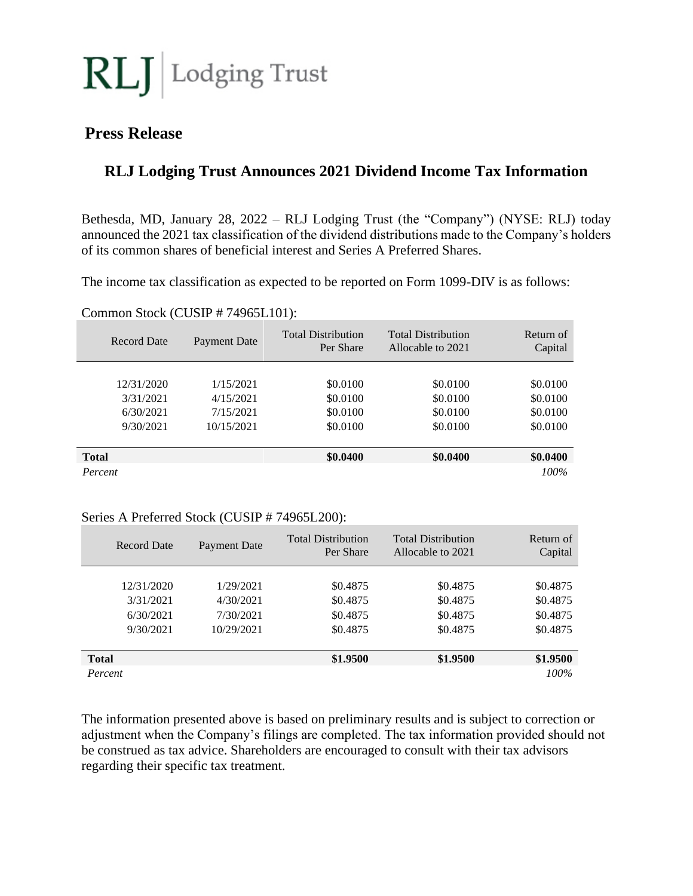RLJ | Lodging Trust

## Press Release

# RLJ Lodging Trust Announces 2021 Dividend Income Tax Information

Bethesda, MD, January 28, 2022 – RLJ Lodging Trust (the "Company") (NYSE: RLJ) today announced the 2021 tax classification of the dividend distributions made to the Company's holders of its common shares of beneficial interest and Series A Preferred Shares.

The income tax classification as expected to be reported on Form 1099-DIV is as follows:

Common Stock (CUSIP # 74965L101):

| Record Date | Payment Date | Total Distribution Per Share | Total Distribution Allocable to 2021 | Return of Capital |
|---|---|---|---|---|
| 12/31/2020 | 1/15/2021 | $0.0100 | $0.0100 | $0.0100 |
| 3/31/2021 | 4/15/2021 | $0.0100 | $0.0100 | $0.0100 |
| 6/30/2021 | 7/15/2021 | $0.0100 | $0.0100 | $0.0100 |
| 9/30/2021 | 10/15/2021 | $0.0100 | $0.0100 | $0.0100 |
| **Total** | | **$0.0400** | **$0.0400** | **$0.0400** |
| *Percent* | | | | *100%* |

Series A Preferred Stock (CUSIP # 74965L200):

| Record Date | Payment Date | Total Distribution Per Share | Total Distribution Allocable to 2021 | Return of Capital |
|---|---|---|---|---|
| 12/31/2020 | 1/29/2021 | $0.4875 | $0.4875 | $0.4875 |
| 3/31/2021 | 4/30/2021 | $0.4875 | $0.4875 | $0.4875 |
| 6/30/2021 | 7/30/2021 | $0.4875 | $0.4875 | $0.4875 |
| 9/30/2021 | 10/29/2021 | $0.4875 | $0.4875 | $0.4875 |
| **Total** | | **$1.9500** | **$1.9500** | **$1.9500** |
| *Percent* | | | | *100%* |

The information presented above is based on preliminary results and is subject to correction or adjustment when the Company's filings are completed. The tax information provided should not be construed as tax advice. Shareholders are encouraged to consult with their tax advisors regarding their specific tax treatment.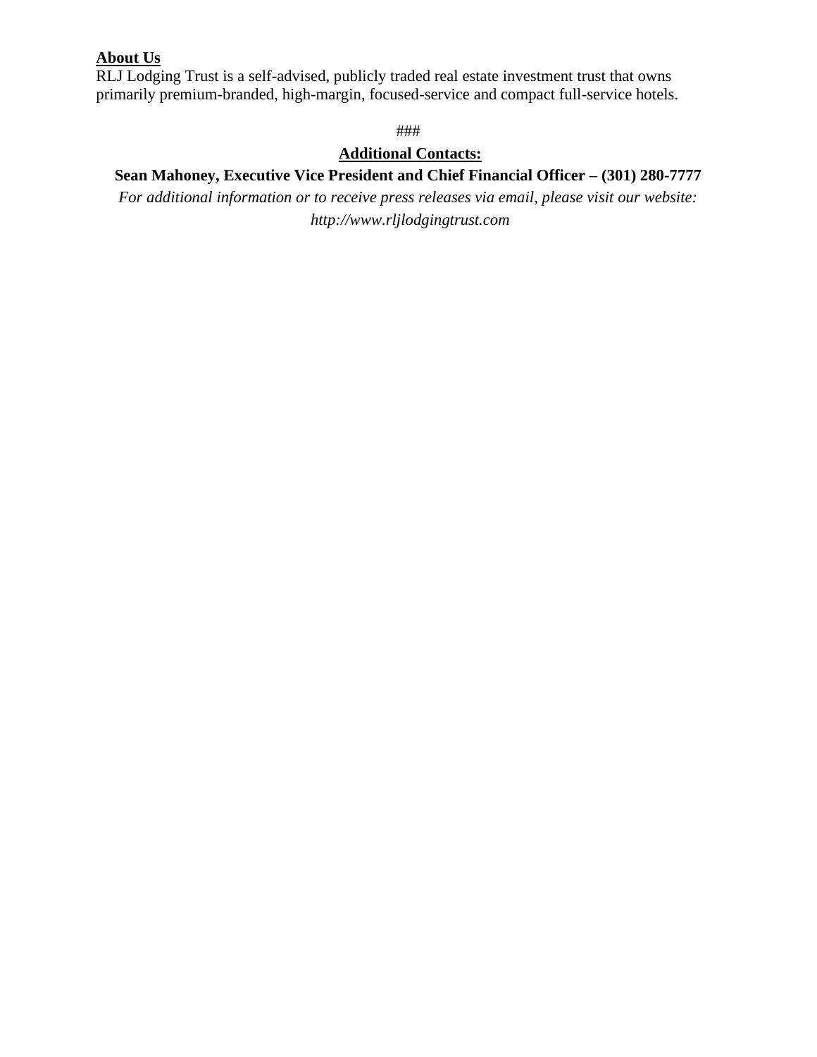**About Us**

RLJ Lodging Trust is a self-advised, publicly traded real estate investment trust that owns primarily premium-branded, high-margin, focused-service and compact full-service hotels.

###

**Additional Contacts:**

**Sean Mahoney, Executive Vice President and Chief Financial Officer – (301) 280-7777**

*For additional information or to receive press releases via email, please visit our website: http://www.rljlodgingtrust.com*